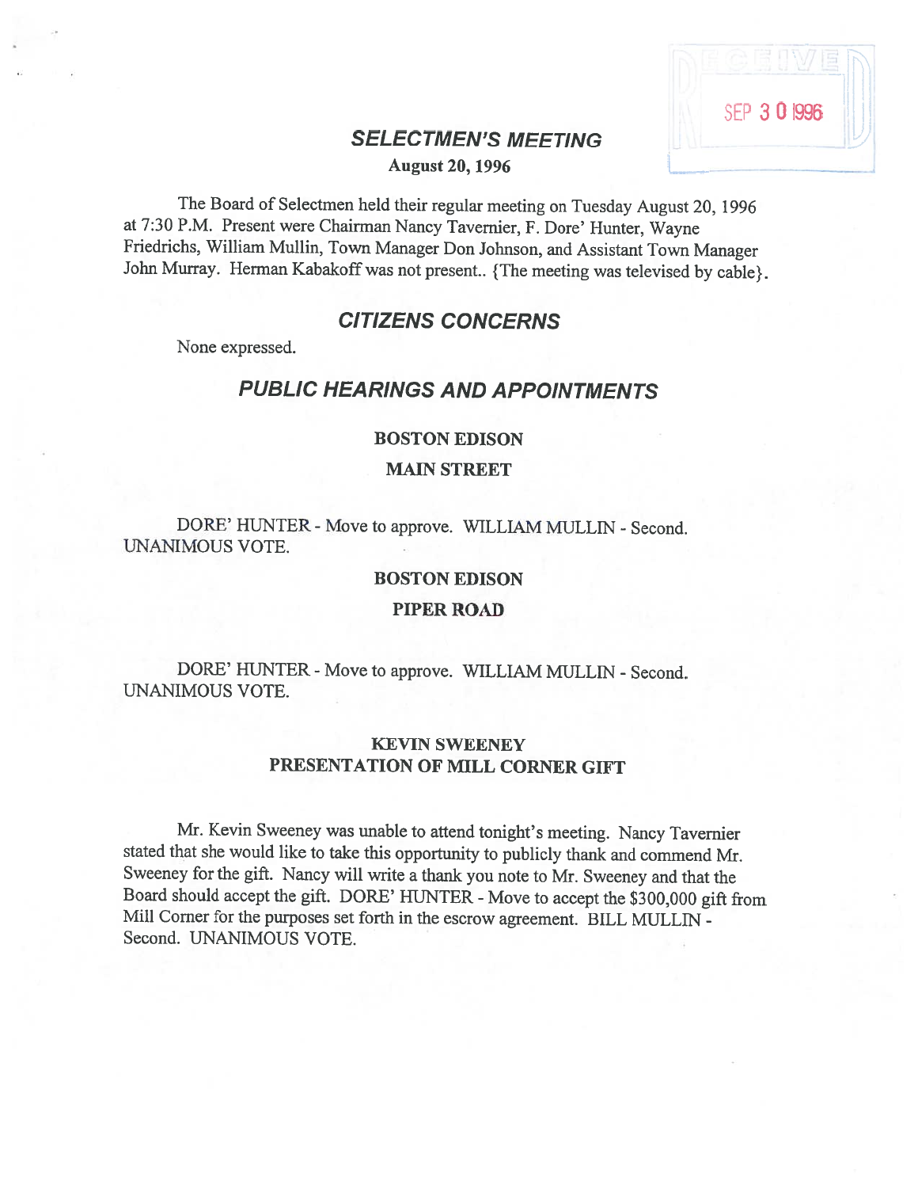RECEIVED SEP 30 1996

# SELECTMEN'S MEETING

**August 20, 1996**

The Board of Selectmen held their regular meeting on Tuesday August 20, 1996 at 7:30 P.M. Present were Chairman Nancy Tavernier, F. Dore' Hunter, Wayne Friedrichs, William Mullin, Town Manager Don Johnson, and Assistant Town Manager John Murray. Herman Kabakoff was not present.. {The meeting was televised by cable}.

## CITIZENS CONCERNS

None expressed.

## PUBLIC HEARINGS AND APPOINTMENTS

### BOSTON EDISON
### MAIN STREET

DORE' HUNTER - Move to approve. WILLIAM MULLIN - Second. UNANIMOUS VOTE.

### BOSTON EDISON
### PIPER ROAD

DORE' HUNTER - Move to approve. WILLIAM MULLIN - Second. UNANIMOUS VOTE.

### KEVIN SWEENEY
### PRESENTATION OF MILL CORNER GIFT

Mr. Kevin Sweeney was unable to attend tonight's meeting. Nancy Tavernier stated that she would like to take this opportunity to publicly thank and commend Mr. Sweeney for the gift. Nancy will write a thank you note to Mr. Sweeney and that the Board should accept the gift. DORE' HUNTER - Move to accept the $300,000 gift from Mill Corner for the purposes set forth in the escrow agreement. BILL MULLIN - Second. UNANIMOUS VOTE.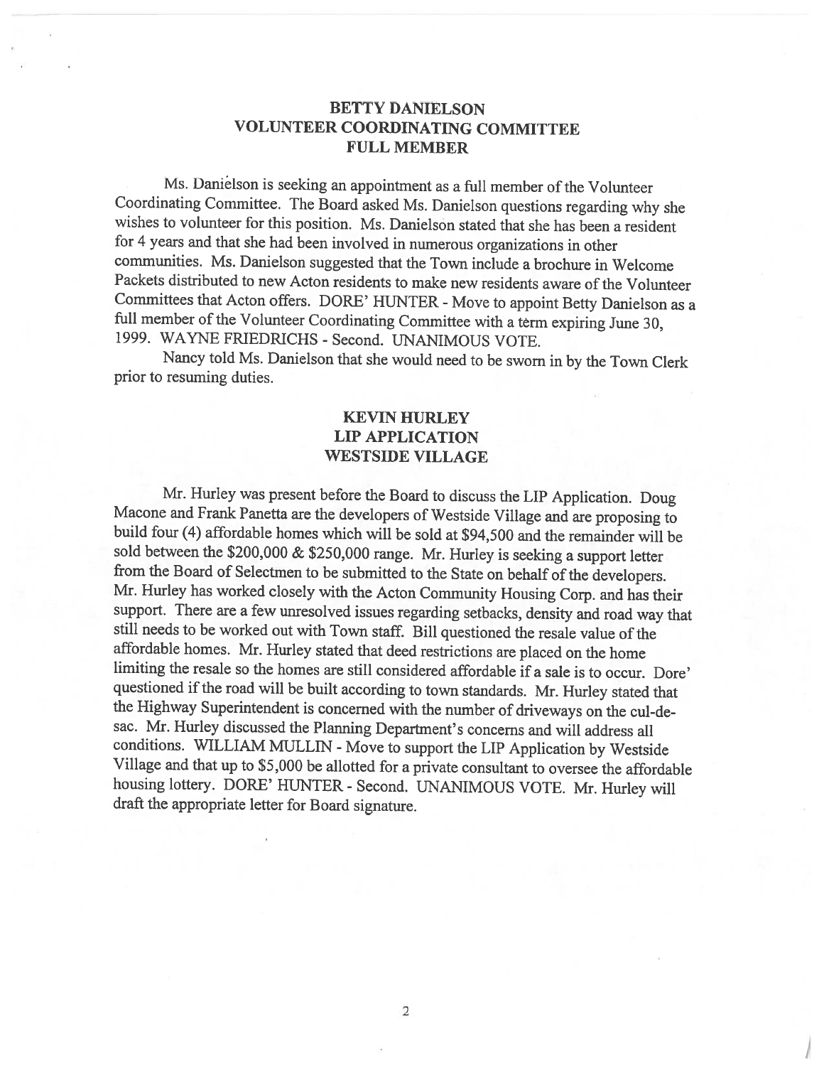### BETTY DANIELSON
### VOLUNTEER COORDINATING COMMITTEE
### FULL MEMBER

Ms. Danielson is seeking an appointment as a full member of the Volunteer Coordinating Committee. The Board asked Ms. Danielson questions regarding why she wishes to volunteer for this position. Ms. Danielson stated that she has been a resident for 4 years and that she had been involved in numerous organizations in other communities. Ms. Danielson suggested that the Town include a brochure in Welcome Packets distributed to new Acton residents to make new residents aware of the Volunteer Committees that Acton offers. DORE' HUNTER - Move to appoint Betty Danielson as a full member of the Volunteer Coordinating Committee with a term expiring June 30, 1999. WAYNE FRIEDRICHS - Second. UNANIMOUS VOTE.

Nancy told Ms. Danielson that she would need to be sworn in by the Town Clerk prior to resuming duties.

### KEVIN HURLEY
### LIP APPLICATION
### WESTSIDE VILLAGE

Mr. Hurley was present before the Board to discuss the LIP Application. Doug Macone and Frank Panetta are the developers of Westside Village and are proposing to build four (4) affordable homes which will be sold at $94,500 and the remainder will be sold between the $200,000 & $250,000 range. Mr. Hurley is seeking a support letter from the Board of Selectmen to be submitted to the State on behalf of the developers. Mr. Hurley has worked closely with the Acton Community Housing Corp. and has their support. There are a few unresolved issues regarding setbacks, density and road way that still needs to be worked out with Town staff. Bill questioned the resale value of the affordable homes. Mr. Hurley stated that deed restrictions are placed on the home limiting the resale so the homes are still considered affordable if a sale is to occur. Dore' questioned if the road will be built according to town standards. Mr. Hurley stated that the Highway Superintendent is concerned with the number of driveways on the cul-de-sac. Mr. Hurley discussed the Planning Department's concerns and will address all conditions. WILLIAM MULLIN - Move to support the LIP Application by Westside Village and that up to $5,000 be allotted for a private consultant to oversee the affordable housing lottery. DORE' HUNTER - Second. UNANIMOUS VOTE. Mr. Hurley will draft the appropriate letter for Board signature.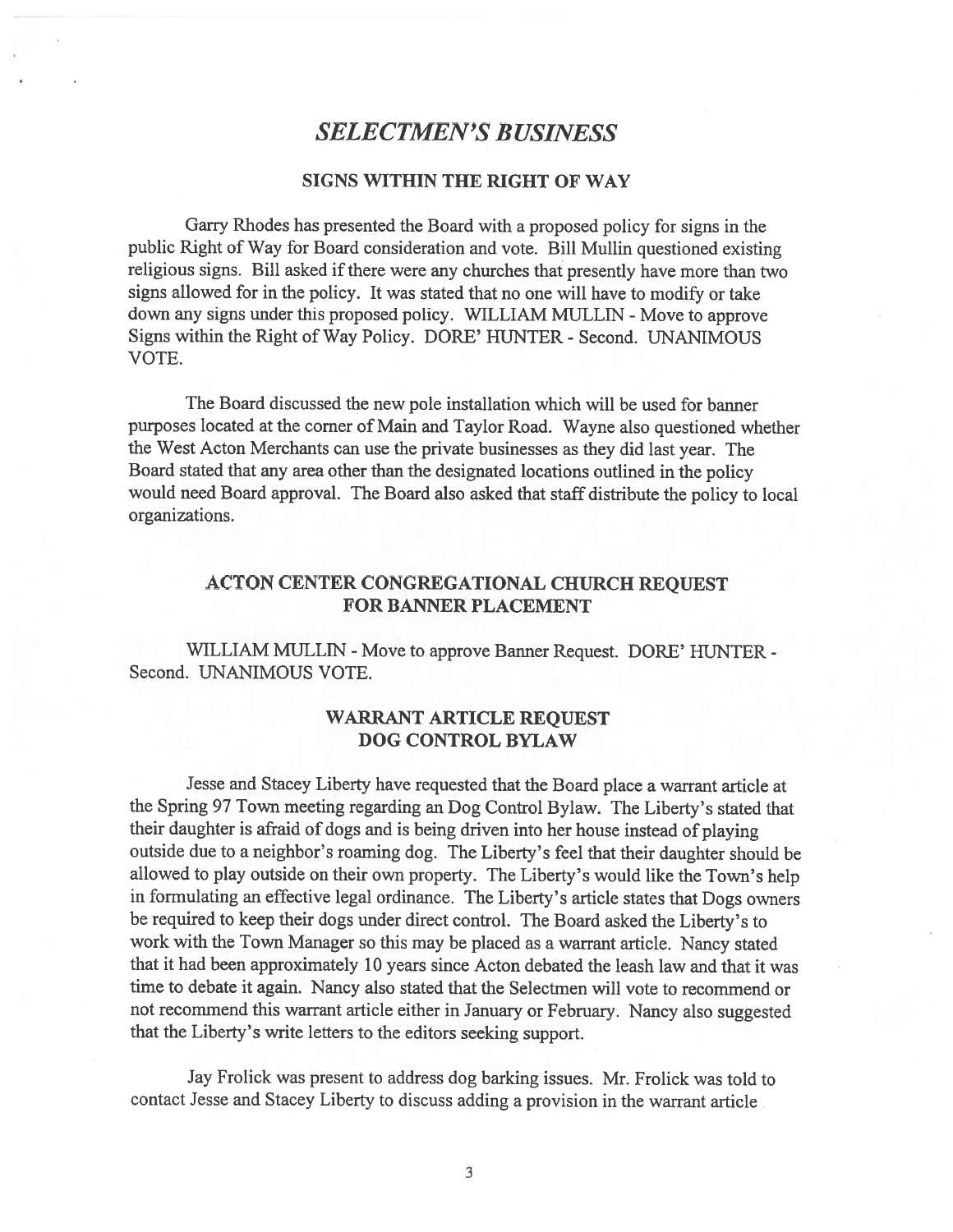## *SELECTMEN'S BUSINESS*

### SIGNS WITHIN THE RIGHT OF WAY

Garry Rhodes has presented the Board with a proposed policy for signs in the public Right of Way for Board consideration and vote. Bill Mullin questioned existing religious signs. Bill asked if there were any churches that presently have more than two signs allowed for in the policy. It was stated that no one will have to modify or take down any signs under this proposed policy. WILLIAM MULLIN - Move to approve Signs within the Right of Way Policy. DORE' HUNTER - Second. UNANIMOUS VOTE.

The Board discussed the new pole installation which will be used for banner purposes located at the corner of Main and Taylor Road. Wayne also questioned whether the West Acton Merchants can use the private businesses as they did last year. The Board stated that any area other than the designated locations outlined in the policy would need Board approval. The Board also asked that staff distribute the policy to local organizations.

### ACTON CENTER CONGREGATIONAL CHURCH REQUEST FOR BANNER PLACEMENT

WILLIAM MULLIN - Move to approve Banner Request. DORE' HUNTER - Second. UNANIMOUS VOTE.

### WARRANT ARTICLE REQUEST DOG CONTROL BYLAW

Jesse and Stacey Liberty have requested that the Board place a warrant article at the Spring 97 Town meeting regarding an Dog Control Bylaw. The Liberty's stated that their daughter is afraid of dogs and is being driven into her house instead of playing outside due to a neighbor's roaming dog. The Liberty's feel that their daughter should be allowed to play outside on their own property. The Liberty's would like the Town's help in formulating an effective legal ordinance. The Liberty's article states that Dogs owners be required to keep their dogs under direct control. The Board asked the Liberty's to work with the Town Manager so this may be placed as a warrant article. Nancy stated that it had been approximately 10 years since Acton debated the leash law and that it was time to debate it again. Nancy also stated that the Selectmen will vote to recommend or not recommend this warrant article either in January or February. Nancy also suggested that the Liberty's write letters to the editors seeking support.

Jay Frolick was present to address dog barking issues. Mr. Frolick was told to contact Jesse and Stacey Liberty to discuss adding a provision in the warrant article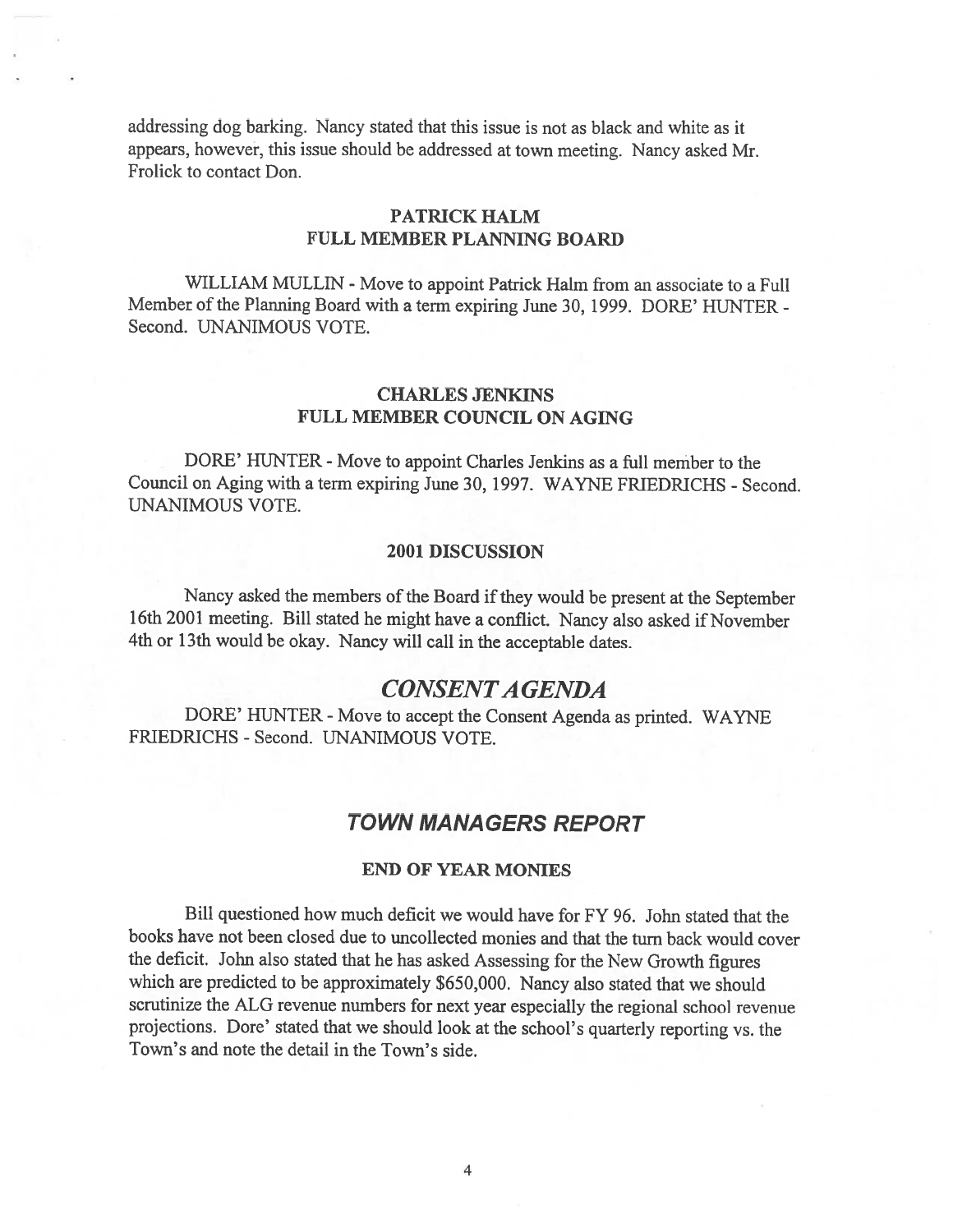addressing dog barking. Nancy stated that this issue is not as black and white as it appears, however, this issue should be addressed at town meeting. Nancy asked Mr. Frolick to contact Don.

### PATRICK HALM
### FULL MEMBER PLANNING BOARD

WILLIAM MULLIN - Move to appoint Patrick Halm from an associate to a Full Member of the Planning Board with a term expiring June 30, 1999. DORE' HUNTER - Second. UNANIMOUS VOTE.

### CHARLES JENKINS
### FULL MEMBER COUNCIL ON AGING

DORE' HUNTER - Move to appoint Charles Jenkins as a full member to the Council on Aging with a term expiring June 30, 1997. WAYNE FRIEDRICHS - Second. UNANIMOUS VOTE.

### 2001 DISCUSSION

Nancy asked the members of the Board if they would be present at the September 16th 2001 meeting. Bill stated he might have a conflict. Nancy also asked if November 4th or 13th would be okay. Nancy will call in the acceptable dates.

## *CONSENT AGENDA*

DORE' HUNTER - Move to accept the Consent Agenda as printed. WAYNE FRIEDRICHS - Second. UNANIMOUS VOTE.

## *TOWN MANAGERS REPORT*

### END OF YEAR MONIES

Bill questioned how much deficit we would have for FY 96. John stated that the books have not been closed due to uncollected monies and that the turn back would cover the deficit. John also stated that he has asked Assessing for the New Growth figures which are predicted to be approximately $650,000. Nancy also stated that we should scrutinize the ALG revenue numbers for next year especially the regional school revenue projections. Dore' stated that we should look at the school's quarterly reporting vs. the Town's and note the detail in the Town's side.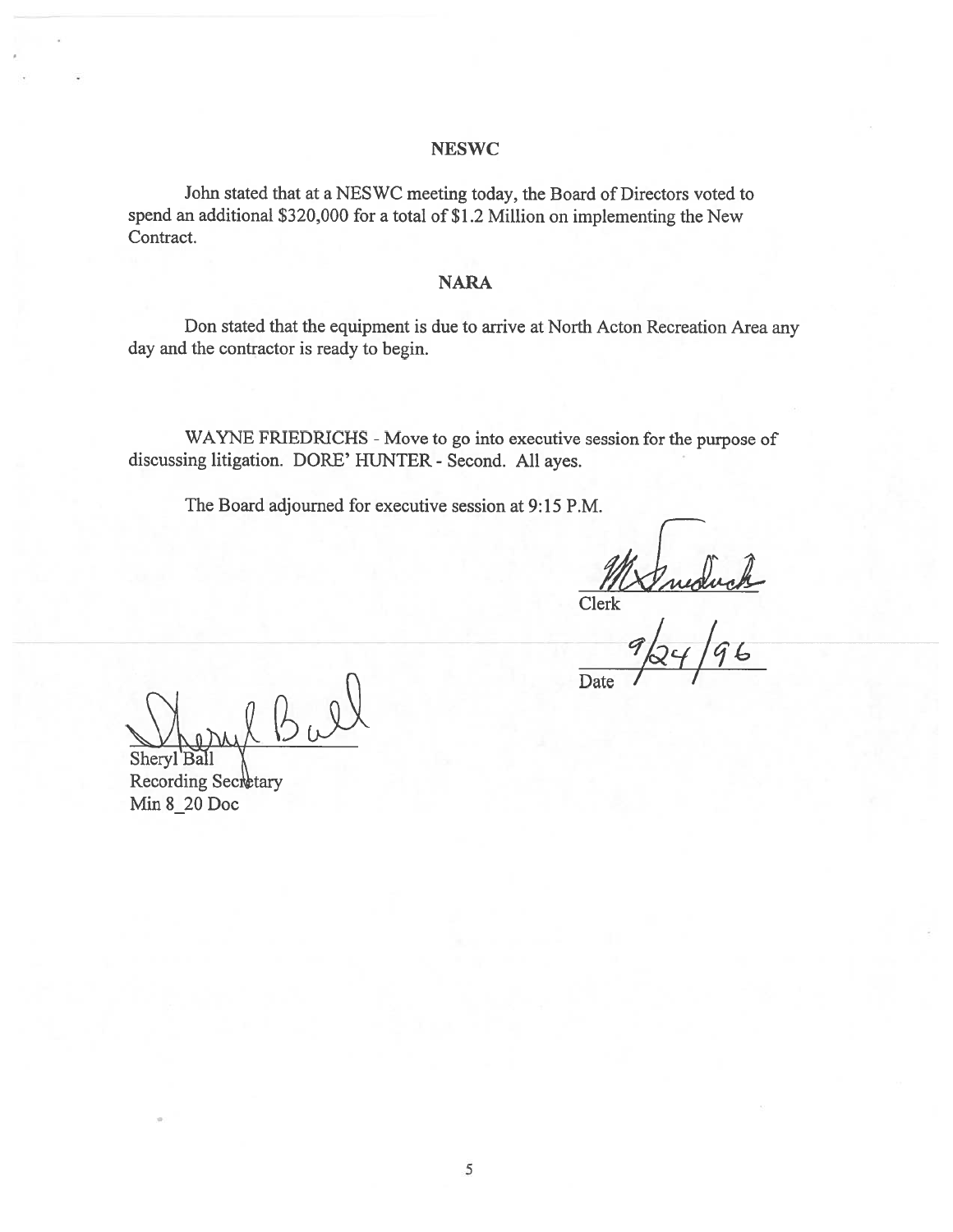## NESWC

John stated that at a NESWC meeting today, the Board of Directors voted to spend an additional $320,000 for a total of $1.2 Million on implementing the New Contract.

## NARA

Don stated that the equipment is due to arrive at North Acton Recreation Area any day and the contractor is ready to begin.

WAYNE FRIEDRICHS - Move to go into executive session for the purpose of discussing litigation. DORE' HUNTER - Second. All ayes.

The Board adjourned for executive session at 9:15 P.M.

Clerk

9/24/96
Date

Sheryl Ball
Recording Secretary
Min 8_20 Doc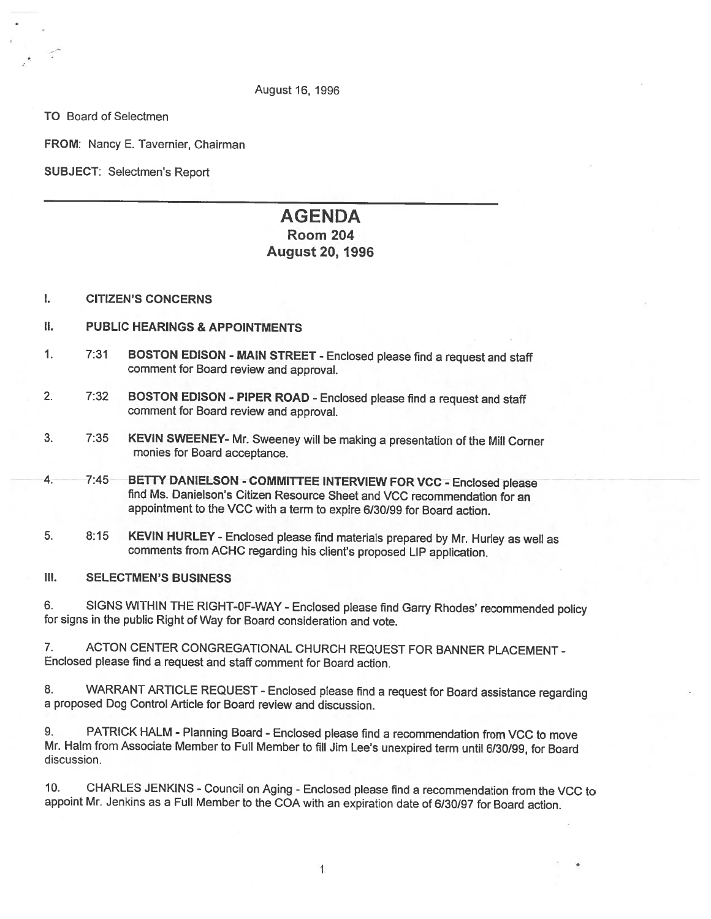August 16, 1996

**TO** Board of Selectmen

**FROM:** Nancy E. Tavernier, Chairman

**SUBJECT:** Selectmen's Report

---

# AGENDA
## Room 204
## August 20, 1996

**I. CITIZEN'S CONCERNS**

**II. PUBLIC HEARINGS & APPOINTMENTS**

1. 7:31 **BOSTON EDISON - MAIN STREET** - Enclosed please find a request and staff comment for Board review and approval.

2. 7:32 **BOSTON EDISON - PIPER ROAD** - Enclosed please find a request and staff comment for Board review and approval.

3. 7:35 **KEVIN SWEENEY-** Mr. Sweeney will be making a presentation of the Mill Corner monies for Board acceptance.

4. 7:45 **BETTY DANIELSON - COMMITTEE INTERVIEW FOR VCC** - Enclosed please find Ms. Danielson's Citizen Resource Sheet and VCC recommendation for an appointment to the VCC with a term to expire 6/30/99 for Board action.

5. 8:15 **KEVIN HURLEY** - Enclosed please find materials prepared by Mr. Hurley as well as comments from ACHC regarding his client's proposed LIP application.

**III. SELECTMEN'S BUSINESS**

6. SIGNS WITHIN THE RIGHT-0F-WAY - Enclosed please find Garry Rhodes' recommended policy for signs in the public Right of Way for Board consideration and vote.

7. ACTON CENTER CONGREGATIONAL CHURCH REQUEST FOR BANNER PLACEMENT - Enclosed please find a request and staff comment for Board action.

8. WARRANT ARTICLE REQUEST - Enclosed please find a request for Board assistance regarding a proposed Dog Control Article for Board review and discussion.

9. PATRICK HALM - Planning Board - Enclosed please find a recommendation from VCC to move Mr. Halm from Associate Member to Full Member to fill Jim Lee's unexpired term until 6/30/99, for Board discussion.

10. CHARLES JENKINS - Council on Aging - Enclosed please find a recommendation from the VCC to appoint Mr. Jenkins as a Full Member to the COA with an expiration date of 6/30/97 for Board action.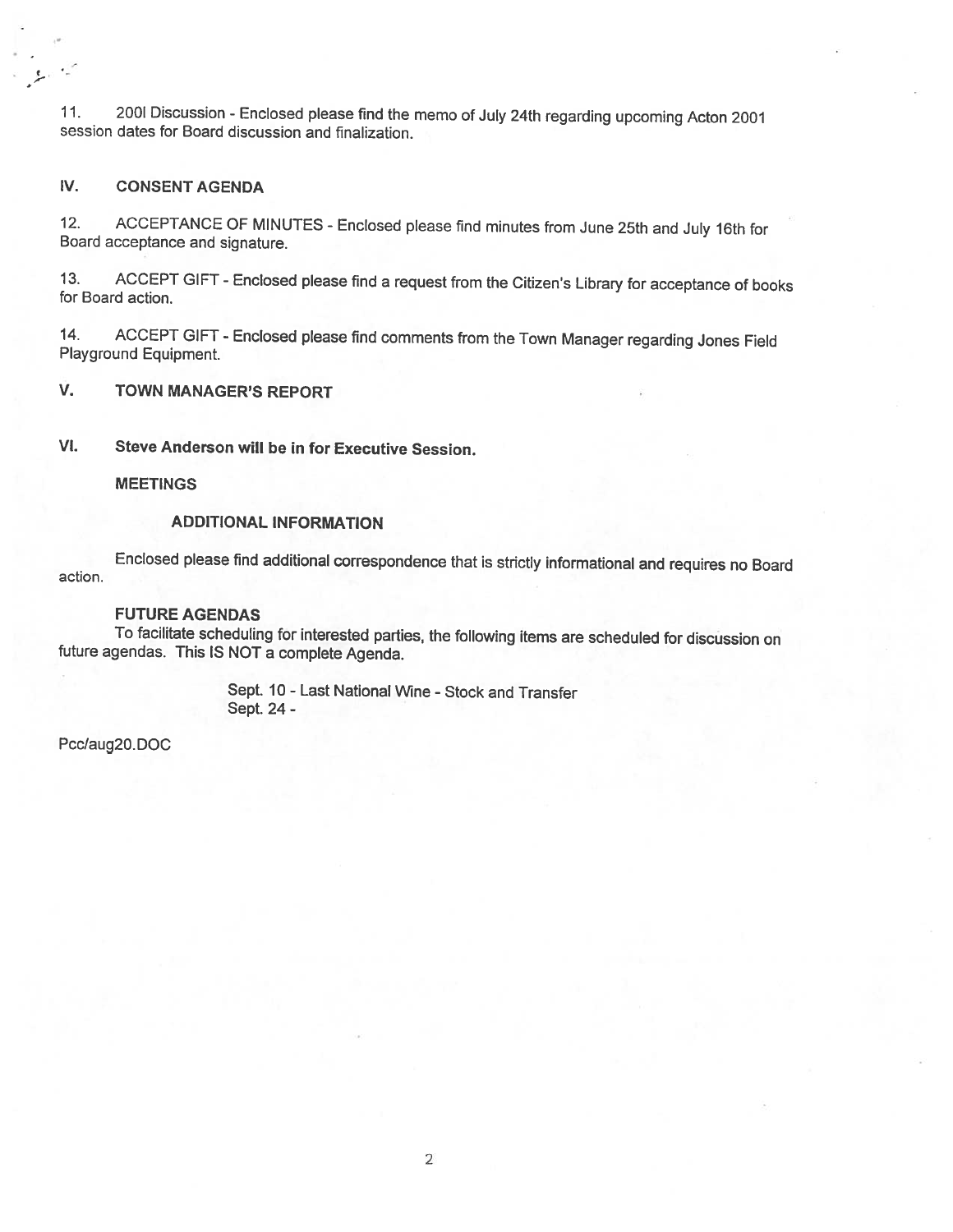11. 2001 Discussion - Enclosed please find the memo of July 24th regarding upcoming Acton 2001 session dates for Board discussion and finalization.

## IV. CONSENT AGENDA

12. ACCEPTANCE OF MINUTES - Enclosed please find minutes from June 25th and July 16th for Board acceptance and signature.

13. ACCEPT GIFT - Enclosed please find a request from the Citizen's Library for acceptance of books for Board action.

14. ACCEPT GIFT - Enclosed please find comments from the Town Manager regarding Jones Field Playground Equipment.

## V. TOWN MANAGER'S REPORT

## VI. Steve Anderson will be in for Executive Session.

**MEETINGS**

**ADDITIONAL INFORMATION**

Enclosed please find additional correspondence that is strictly informational and requires no Board action.

**FUTURE AGENDAS**

To facilitate scheduling for interested parties, the following items are scheduled for discussion on future agendas. This IS NOT a complete Agenda.

Sept. 10 - Last National Wine - Stock and Transfer
Sept. 24 -

Pcc/aug20.DOC